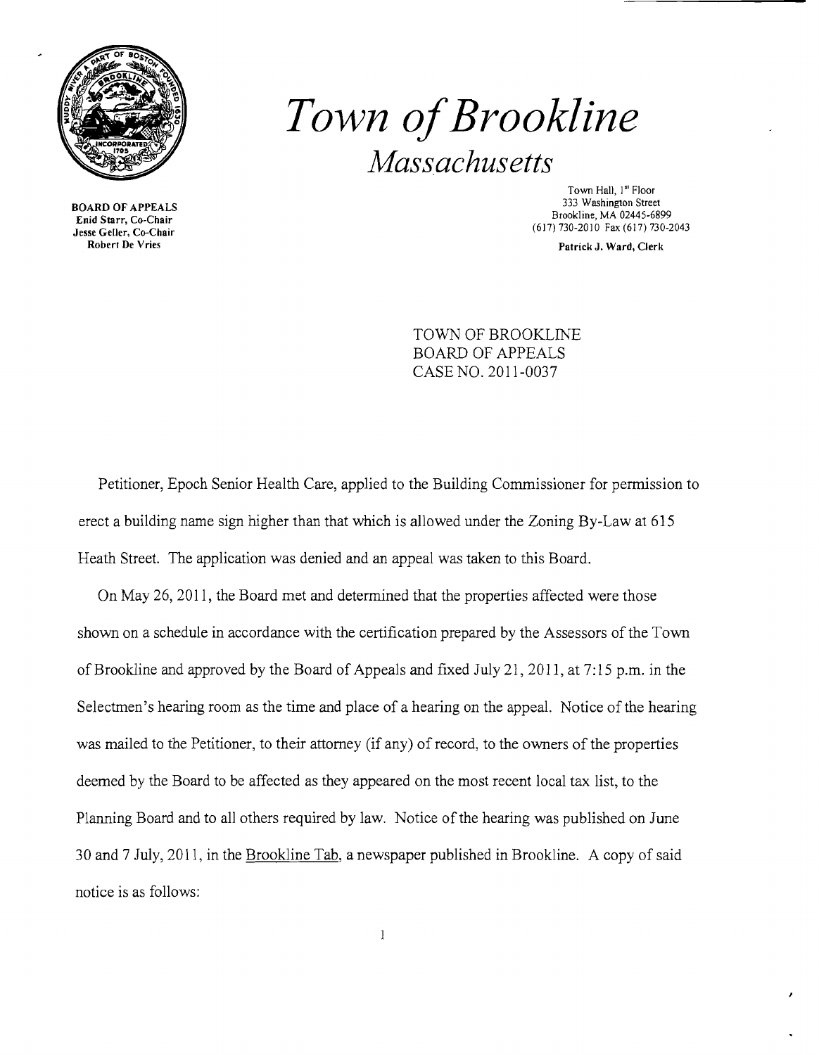# *Town of Brookline*

## *Massachusetts*

**BOARD OF APPEALS**
**Enid Starr, Co-Chair**
**Jesse Geller, Co-Chair**
**Robert De Vries**

Town Hall, 1st Floor
333 Washington Street
Brookline, MA 02445-6899
(617) 730-2010 Fax (617) 730-2043

**Patrick J. Ward, Clerk**

TOWN OF BROOKLINE
BOARD OF APPEALS
CASE NO. 2011-0037

Petitioner, Epoch Senior Health Care, applied to the Building Commissioner for permission to erect a building name sign higher than that which is allowed under the Zoning By-Law at 615 Heath Street. The application was denied and an appeal was taken to this Board.

On May 26, 2011, the Board met and determined that the properties affected were those shown on a schedule in accordance with the certification prepared by the Assessors of the Town of Brookline and approved by the Board of Appeals and fixed July 21, 2011, at 7:15 p.m. in the Selectmen's hearing room as the time and place of a hearing on the appeal. Notice of the hearing was mailed to the Petitioner, to their attorney (if any) of record, to the owners of the properties deemed by the Board to be affected as they appeared on the most recent local tax list, to the Planning Board and to all others required by law. Notice of the hearing was published on June 30 and 7 July, 2011, in the Brookline Tab, a newspaper published in Brookline. A copy of said notice is as follows: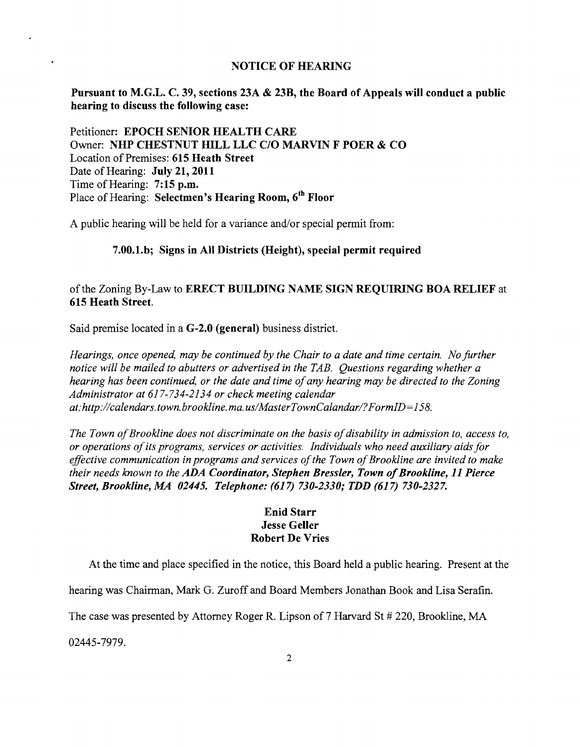## NOTICE OF HEARING

**Pursuant to M.G.L. C. 39, sections 23A & 23B, the Board of Appeals will conduct a public hearing to discuss the following case:**

Petitioner: **EPOCH SENIOR HEALTH CARE**
Owner: **NHP CHESTNUT HILL LLC C/O MARVIN F POER & CO**
Location of Premises: **615 Heath Street**
Date of Hearing: **July 21, 2011**
Time of Hearing: **7:15 p.m.**
Place of Hearing: **Selectmen's Hearing Room, 6th Floor**

A public hearing will be held for a variance and/or special permit from:

**7.00.1.b; Signs in All Districts (Height), special permit required**

of the Zoning By-Law to **ERECT BUILDING NAME SIGN REQUIRING BOA RELIEF** at **615 Heath Street.**

Said premise located in a **G-2.0 (general)** business district.

*Hearings, once opened, may be continued by the Chair to a date and time certain. No further notice will be mailed to abutters or advertised in the TAB. Questions regarding whether a hearing has been continued, or the date and time of any hearing may be directed to the Zoning Administrator at 617-734-2134 or check meeting calendar at: http://calendars.town.brookline.ma.us/MasterTownCalandar/?FormID=158.*

*The Town of Brookline does not discriminate on the basis of disability in admission to, access to, or operations of its programs, services or activities. Individuals who need auxiliary aids for effective communication in programs and services of the Town of Brookline are invited to make their needs known to the* ***ADA Coordinator, Stephen Bressler, Town of Brookline, 11 Pierce Street, Brookline, MA 02445. Telephone: (617) 730-2330; TDD (617) 730-2327.***

**Enid Starr**
**Jesse Geller**
**Robert De Vries**

At the time and place specified in the notice, this Board held a public hearing. Present at the hearing was Chairman, Mark G. Zuroff and Board Members Jonathan Book and Lisa Serafin. The case was presented by Attorney Roger R. Lipson of 7 Harvard St # 220, Brookline, MA 02445-7979.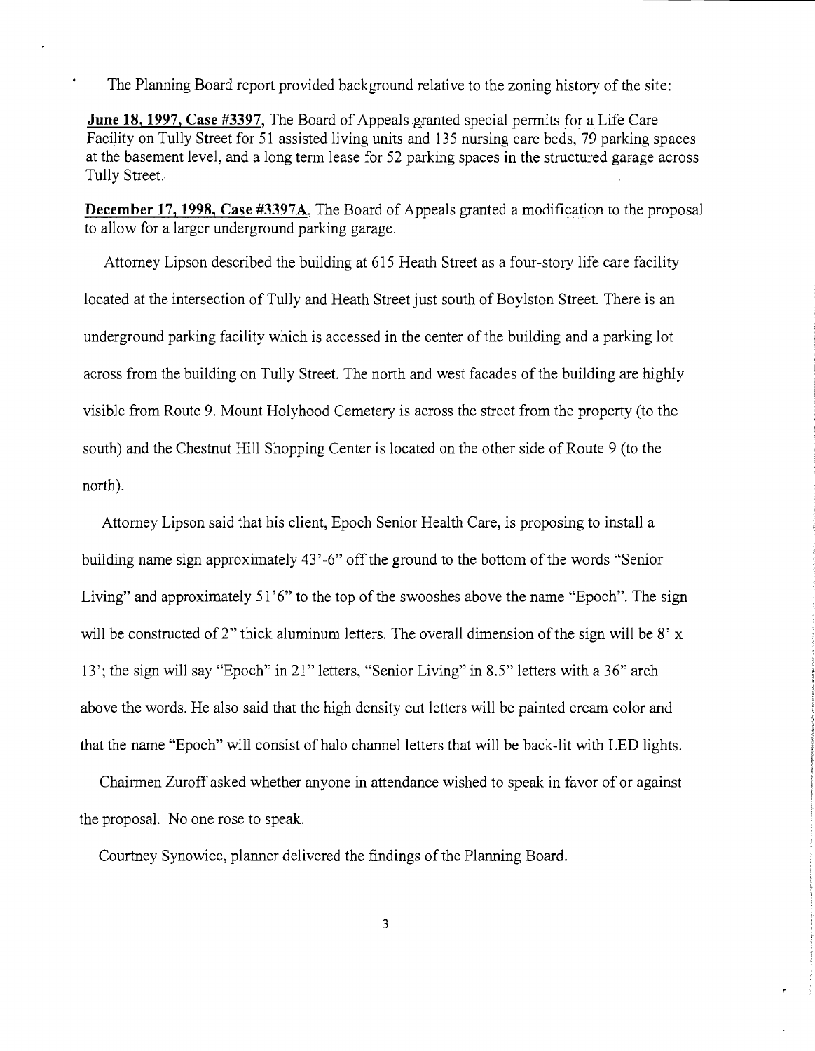The Planning Board report provided background relative to the zoning history of the site:

**June 18, 1997, Case #3397**, The Board of Appeals granted special permits for a Life Care Facility on Tully Street for 51 assisted living units and 135 nursing care beds, 79 parking spaces at the basement level, and a long term lease for 52 parking spaces in the structured garage across Tully Street.

**December 17, 1998, Case #3397A**, The Board of Appeals granted a modification to the proposal to allow for a larger underground parking garage.

Attorney Lipson described the building at 615 Heath Street as a four-story life care facility located at the intersection of Tully and Heath Street just south of Boylston Street. There is an underground parking facility which is accessed in the center of the building and a parking lot across from the building on Tully Street. The north and west facades of the building are highly visible from Route 9. Mount Holyhood Cemetery is across the street from the property (to the south) and the Chestnut Hill Shopping Center is located on the other side of Route 9 (to the north).

Attorney Lipson said that his client, Epoch Senior Health Care, is proposing to install a building name sign approximately 43'-6" off the ground to the bottom of the words "Senior Living" and approximately 51'6" to the top of the swooshes above the name "Epoch". The sign will be constructed of 2" thick aluminum letters. The overall dimension of the sign will be 8' x 13'; the sign will say "Epoch" in 21" letters, "Senior Living" in 8.5" letters with a 36" arch above the words. He also said that the high density cut letters will be painted cream color and that the name "Epoch" will consist of halo channel letters that will be back-lit with LED lights.

Chairmen Zuroff asked whether anyone in attendance wished to speak in favor of or against the proposal. No one rose to speak.

Courtney Synowiec, planner delivered the findings of the Planning Board.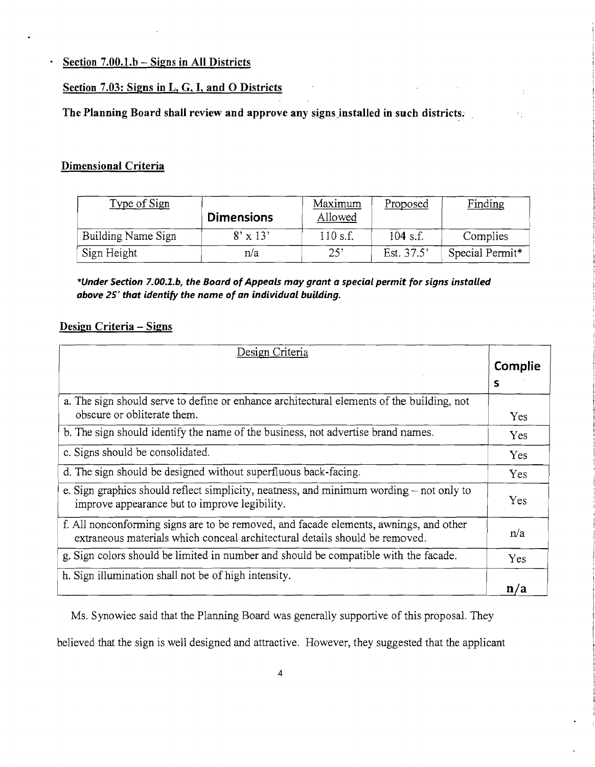- **Section 7.00.1.b – Signs in All Districts**

**Section 7.03: Signs in L, G, I, and O Districts**

**The Planning Board shall review and approve any signs installed in such districts.**

**Dimensional Criteria**

| Type of Sign | Dimensions | Maximum Allowed | Proposed | Finding |
|---|---|---|---|---|
| Building Name Sign | 8' x 13' | 110 s.f. | 104 s.f. | Complies |
| Sign Height | n/a | 25' | Est. 37.5' | Special Permit* |

***Under Section 7.00.1.b, the Board of Appeals may grant a special permit for signs installed above 25' that identify the name of an individual building.***

**Design Criteria – Signs**

| Design Criteria | Complies |
|---|---|
| a. The sign should serve to define or enhance architectural elements of the building, not obscure or obliterate them. | Yes |
| b. The sign should identify the name of the business, not advertise brand names. | Yes |
| c. Signs should be consolidated. | Yes |
| d. The sign should be designed without superfluous back-facing. | Yes |
| e. Sign graphics should reflect simplicity, neatness, and minimum wording – not only to improve appearance but to improve legibility. | Yes |
| f. All nonconforming signs are to be removed, and facade elements, awnings, and other extraneous materials which conceal architectural details should be removed. | n/a |
| g. Sign colors should be limited in number and should be compatible with the facade. | Yes |
| h. Sign illumination shall not be of high intensity. | n/a |

Ms. Synowiec said that the Planning Board was generally supportive of this proposal. They believed that the sign is well designed and attractive. However, they suggested that the applicant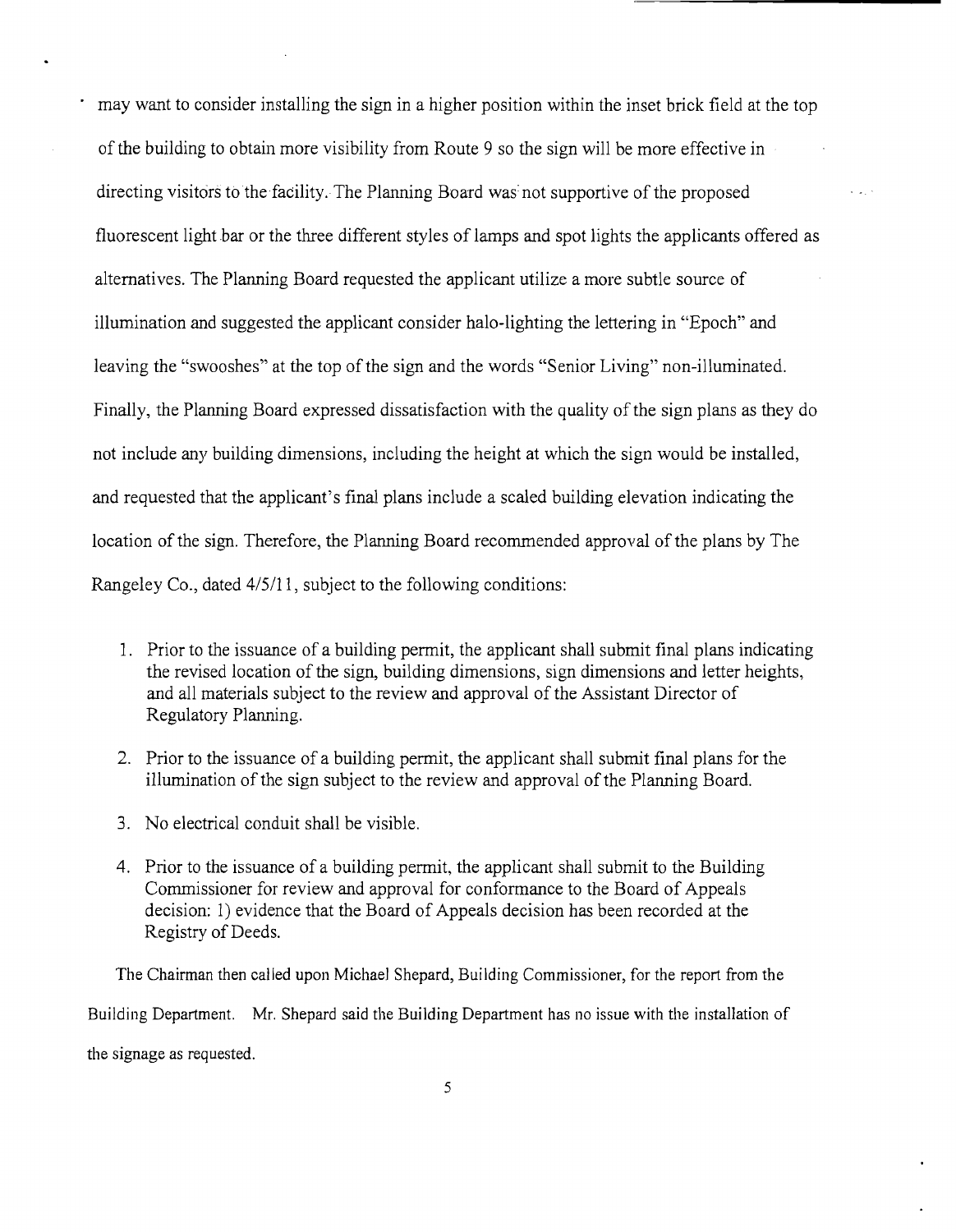may want to consider installing the sign in a higher position within the inset brick field at the top of the building to obtain more visibility from Route 9 so the sign will be more effective in directing visitors to the facility. The Planning Board was not supportive of the proposed fluorescent light bar or the three different styles of lamps and spot lights the applicants offered as alternatives. The Planning Board requested the applicant utilize a more subtle source of illumination and suggested the applicant consider halo-lighting the lettering in "Epoch" and leaving the "swooshes" at the top of the sign and the words "Senior Living" non-illuminated. Finally, the Planning Board expressed dissatisfaction with the quality of the sign plans as they do not include any building dimensions, including the height at which the sign would be installed, and requested that the applicant's final plans include a scaled building elevation indicating the location of the sign. Therefore, the Planning Board recommended approval of the plans by The Rangeley Co., dated 4/5/11, subject to the following conditions:

1. Prior to the issuance of a building permit, the applicant shall submit final plans indicating the revised location of the sign, building dimensions, sign dimensions and letter heights, and all materials subject to the review and approval of the Assistant Director of Regulatory Planning.

2. Prior to the issuance of a building permit, the applicant shall submit final plans for the illumination of the sign subject to the review and approval of the Planning Board.

3. No electrical conduit shall be visible.

4. Prior to the issuance of a building permit, the applicant shall submit to the Building Commissioner for review and approval for conformance to the Board of Appeals decision: 1) evidence that the Board of Appeals decision has been recorded at the Registry of Deeds.

The Chairman then called upon Michael Shepard, Building Commissioner, for the report from the Building Department. Mr. Shepard said the Building Department has no issue with the installation of the signage as requested.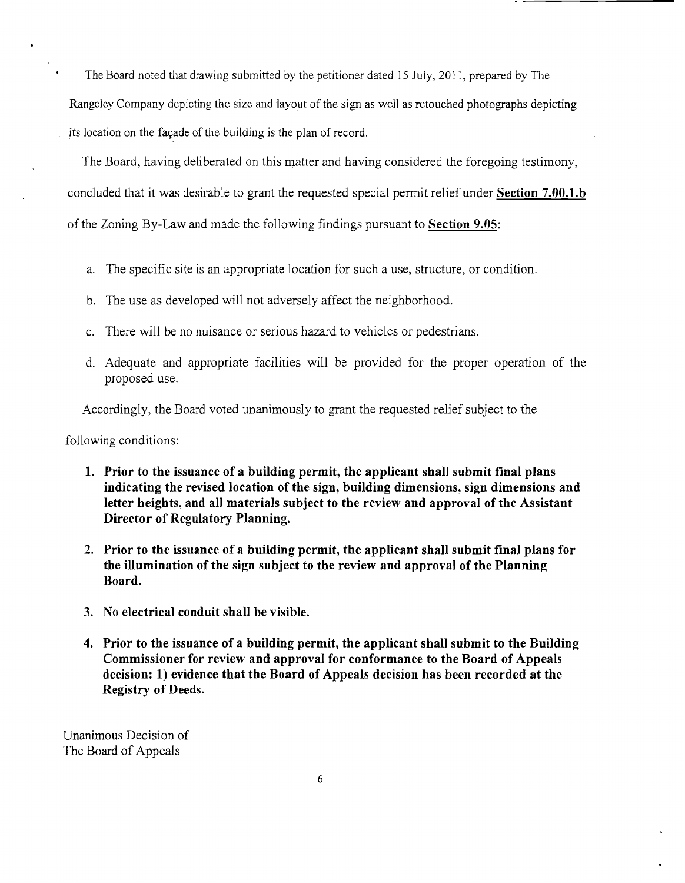The Board noted that drawing submitted by the petitioner dated 15 July, 2011, prepared by The Rangeley Company depicting the size and layout of the sign as well as retouched photographs depicting its location on the façade of the building is the plan of record.

The Board, having deliberated on this matter and having considered the foregoing testimony, concluded that it was desirable to grant the requested special permit relief under **Section 7.00.1.b** of the Zoning By-Law and made the following findings pursuant to **Section 9.05**:

a. The specific site is an appropriate location for such a use, structure, or condition.

b. The use as developed will not adversely affect the neighborhood.

c. There will be no nuisance or serious hazard to vehicles or pedestrians.

d. Adequate and appropriate facilities will be provided for the proper operation of the proposed use.

Accordingly, the Board voted unanimously to grant the requested relief subject to the following conditions:

1. **Prior to the issuance of a building permit, the applicant shall submit final plans indicating the revised location of the sign, building dimensions, sign dimensions and letter heights, and all materials subject to the review and approval of the Assistant Director of Regulatory Planning.**

2. **Prior to the issuance of a building permit, the applicant shall submit final plans for the illumination of the sign subject to the review and approval of the Planning Board.**

3. **No electrical conduit shall be visible.**

4. **Prior to the issuance of a building permit, the applicant shall submit to the Building Commissioner for review and approval for conformance to the Board of Appeals decision: 1) evidence that the Board of Appeals decision has been recorded at the Registry of Deeds.**

Unanimous Decision of
The Board of Appeals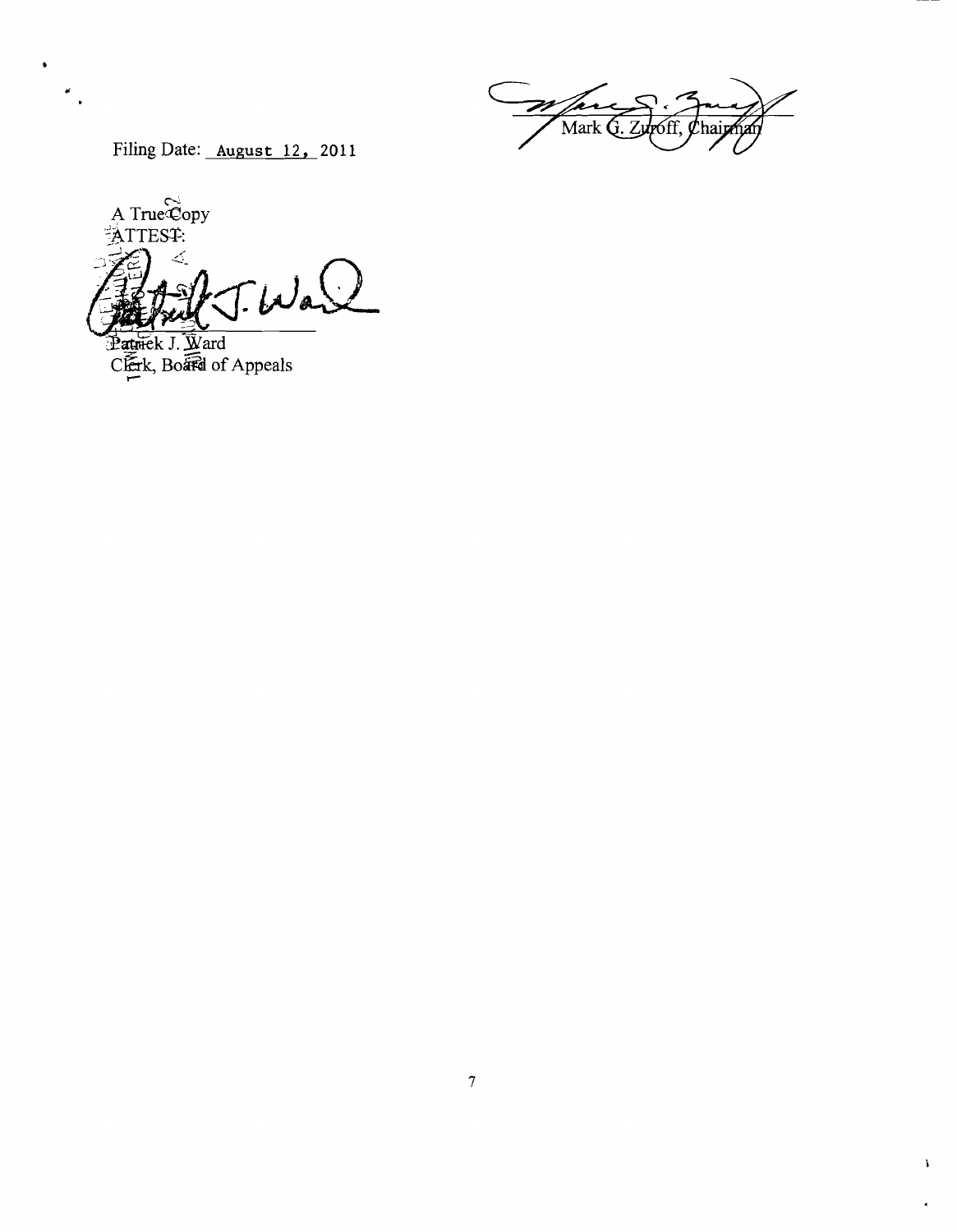Mark G. Zuroff, Chairman

Filing Date: August 12, 2011

A True Copy
ATTEST:

Patrick J. Ward
Clerk, Board of Appeals